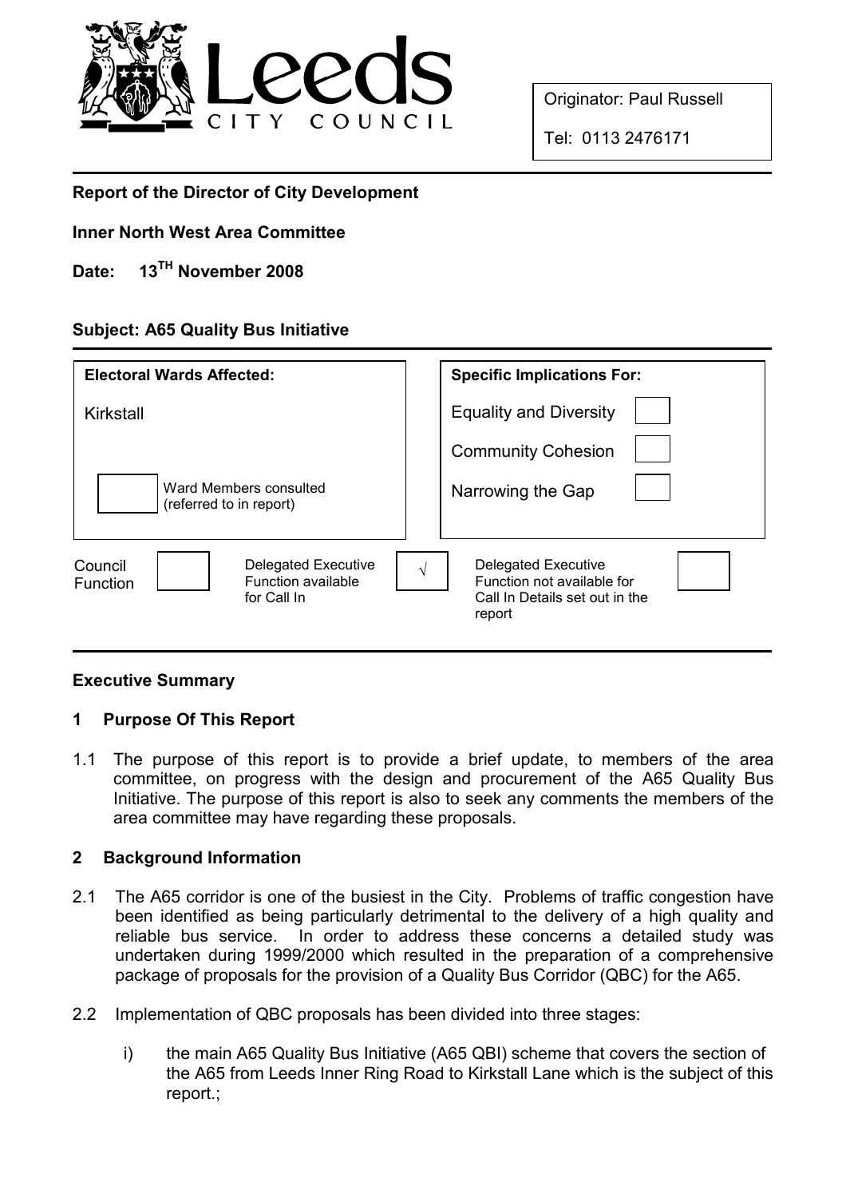Originator: Paul Russell

Tel: 0113 2476171

**Report of the Director of City Development**

**Inner North West Area Committee**

**Date: 13TH November 2008**

**Subject: A65 Quality Bus Initiative**

| **Electoral Wards Affected:** | **Specific Implications For:** | |
| --- | --- | --- |
| Kirkstall | Equality and Diversity | |
| | Community Cohesion | |
| [ ] Ward Members consulted (referred to in report) | Narrowing the Gap | |

| Council Function | | Delegated Executive Function available for Call In | √ | Delegated Executive Function not available for Call In Details set out in the report | |
| --- | --- | --- | --- | --- | --- |

## Executive Summary

### 1 Purpose Of This Report

1.1 The purpose of this report is to provide a brief update, to members of the area committee, on progress with the design and procurement of the A65 Quality Bus Initiative. The purpose of this report is also to seek any comments the members of the area committee may have regarding these proposals.

### 2 Background Information

2.1 The A65 corridor is one of the busiest in the City. Problems of traffic congestion have been identified as being particularly detrimental to the delivery of a high quality and reliable bus service. In order to address these concerns a detailed study was undertaken during 1999/2000 which resulted in the preparation of a comprehensive package of proposals for the provision of a Quality Bus Corridor (QBC) for the A65.

2.2 Implementation of QBC proposals has been divided into three stages:

i) the main A65 Quality Bus Initiative (A65 QBI) scheme that covers the section of the A65 from Leeds Inner Ring Road to Kirkstall Lane which is the subject of this report.;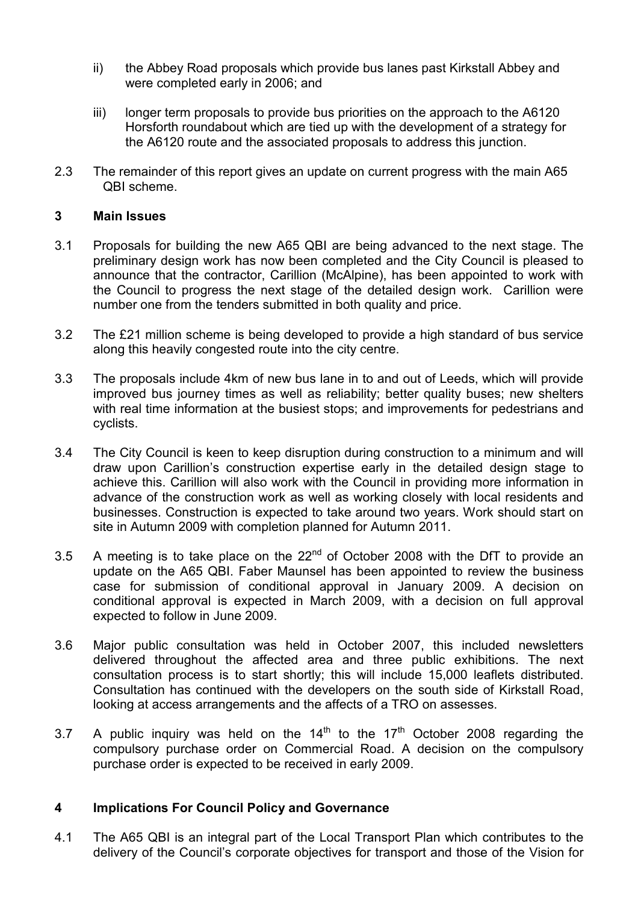ii) the Abbey Road proposals which provide bus lanes past Kirkstall Abbey and were completed early in 2006; and

iii) longer term proposals to provide bus priorities on the approach to the A6120 Horsforth roundabout which are tied up with the development of a strategy for the A6120 route and the associated proposals to address this junction.

2.3 The remainder of this report gives an update on current progress with the main A65 QBI scheme.

## 3 Main Issues

3.1 Proposals for building the new A65 QBI are being advanced to the next stage. The preliminary design work has now been completed and the City Council is pleased to announce that the contractor, Carillion (McAlpine), has been appointed to work with the Council to progress the next stage of the detailed design work. Carillion were number one from the tenders submitted in both quality and price.

3.2 The £21 million scheme is being developed to provide a high standard of bus service along this heavily congested route into the city centre.

3.3 The proposals include 4km of new bus lane in to and out of Leeds, which will provide improved bus journey times as well as reliability; better quality buses; new shelters with real time information at the busiest stops; and improvements for pedestrians and cyclists.

3.4 The City Council is keen to keep disruption during construction to a minimum and will draw upon Carillion's construction expertise early in the detailed design stage to achieve this. Carillion will also work with the Council in providing more information in advance of the construction work as well as working closely with local residents and businesses. Construction is expected to take around two years. Work should start on site in Autumn 2009 with completion planned for Autumn 2011.

3.5 A meeting is to take place on the 22nd of October 2008 with the DfT to provide an update on the A65 QBI. Faber Maunsel has been appointed to review the business case for submission of conditional approval in January 2009. A decision on conditional approval is expected in March 2009, with a decision on full approval expected to follow in June 2009.

3.6 Major public consultation was held in October 2007, this included newsletters delivered throughout the affected area and three public exhibitions. The next consultation process is to start shortly; this will include 15,000 leaflets distributed. Consultation has continued with the developers on the south side of Kirkstall Road, looking at access arrangements and the affects of a TRO on assesses.

3.7 A public inquiry was held on the 14th to the 17th October 2008 regarding the compulsory purchase order on Commercial Road. A decision on the compulsory purchase order is expected to be received in early 2009.

## 4 Implications For Council Policy and Governance

4.1 The A65 QBI is an integral part of the Local Transport Plan which contributes to the delivery of the Council's corporate objectives for transport and those of the Vision for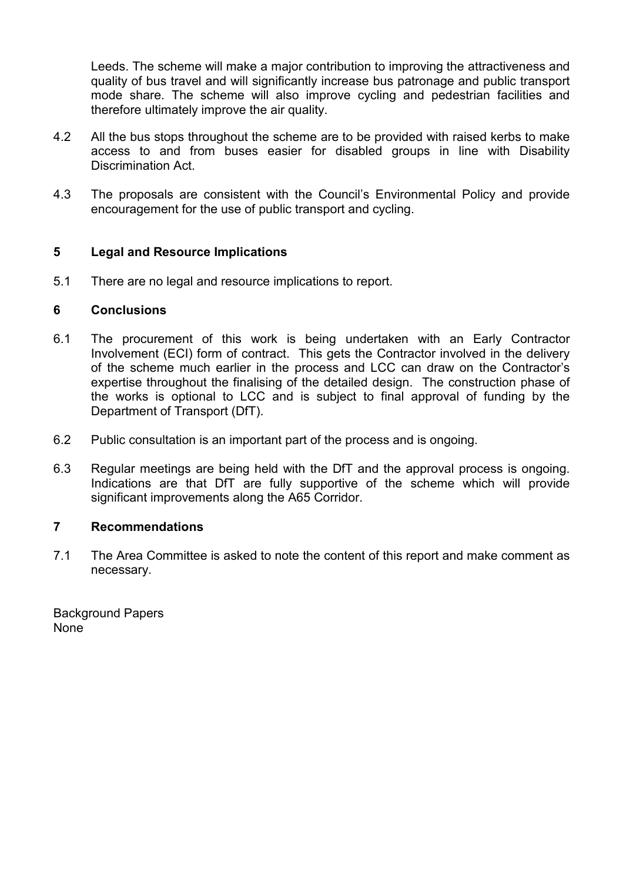Leeds. The scheme will make a major contribution to improving the attractiveness and quality of bus travel and will significantly increase bus patronage and public transport mode share. The scheme will also improve cycling and pedestrian facilities and therefore ultimately improve the air quality.

4.2 All the bus stops throughout the scheme are to be provided with raised kerbs to make access to and from buses easier for disabled groups in line with Disability Discrimination Act.

4.3 The proposals are consistent with the Council's Environmental Policy and provide encouragement for the use of public transport and cycling.

## 5 Legal and Resource Implications

5.1 There are no legal and resource implications to report.

## 6 Conclusions

6.1 The procurement of this work is being undertaken with an Early Contractor Involvement (ECI) form of contract. This gets the Contractor involved in the delivery of the scheme much earlier in the process and LCC can draw on the Contractor's expertise throughout the finalising of the detailed design. The construction phase of the works is optional to LCC and is subject to final approval of funding by the Department of Transport (DfT).

6.2 Public consultation is an important part of the process and is ongoing.

6.3 Regular meetings are being held with the DfT and the approval process is ongoing. Indications are that DfT are fully supportive of the scheme which will provide significant improvements along the A65 Corridor.

## 7 Recommendations

7.1 The Area Committee is asked to note the content of this report and make comment as necessary.

Background Papers
None